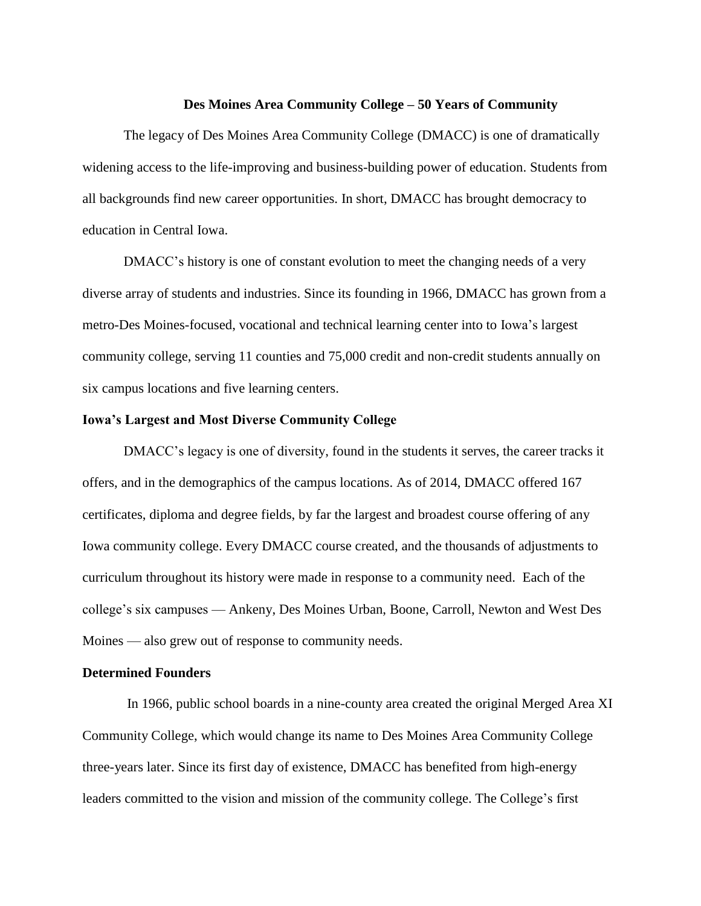# Des Moines Area Community College – 50 Years of Community

The legacy of Des Moines Area Community College (DMACC) is one of dramatically widening access to the life-improving and business-building power of education. Students from all backgrounds find new career opportunities. In short, DMACC has brought democracy to education in Central Iowa.

DMACC's history is one of constant evolution to meet the changing needs of a very diverse array of students and industries. Since its founding in 1966, DMACC has grown from a metro-Des Moines-focused, vocational and technical learning center into to Iowa's largest community college, serving 11 counties and 75,000 credit and non-credit students annually on six campus locations and five learning centers.

## Iowa's Largest and Most Diverse Community College

DMACC's legacy is one of diversity, found in the students it serves, the career tracks it offers, and in the demographics of the campus locations. As of 2014, DMACC offered 167 certificates, diploma and degree fields, by far the largest and broadest course offering of any Iowa community college. Every DMACC course created, and the thousands of adjustments to curriculum throughout its history were made in response to a community need. Each of the college's six campuses — Ankeny, Des Moines Urban, Boone, Carroll, Newton and West Des Moines — also grew out of response to community needs.

## Determined Founders

In 1966, public school boards in a nine-county area created the original Merged Area XI Community College, which would change its name to Des Moines Area Community College three-years later. Since its first day of existence, DMACC has benefited from high-energy leaders committed to the vision and mission of the community college. The College's first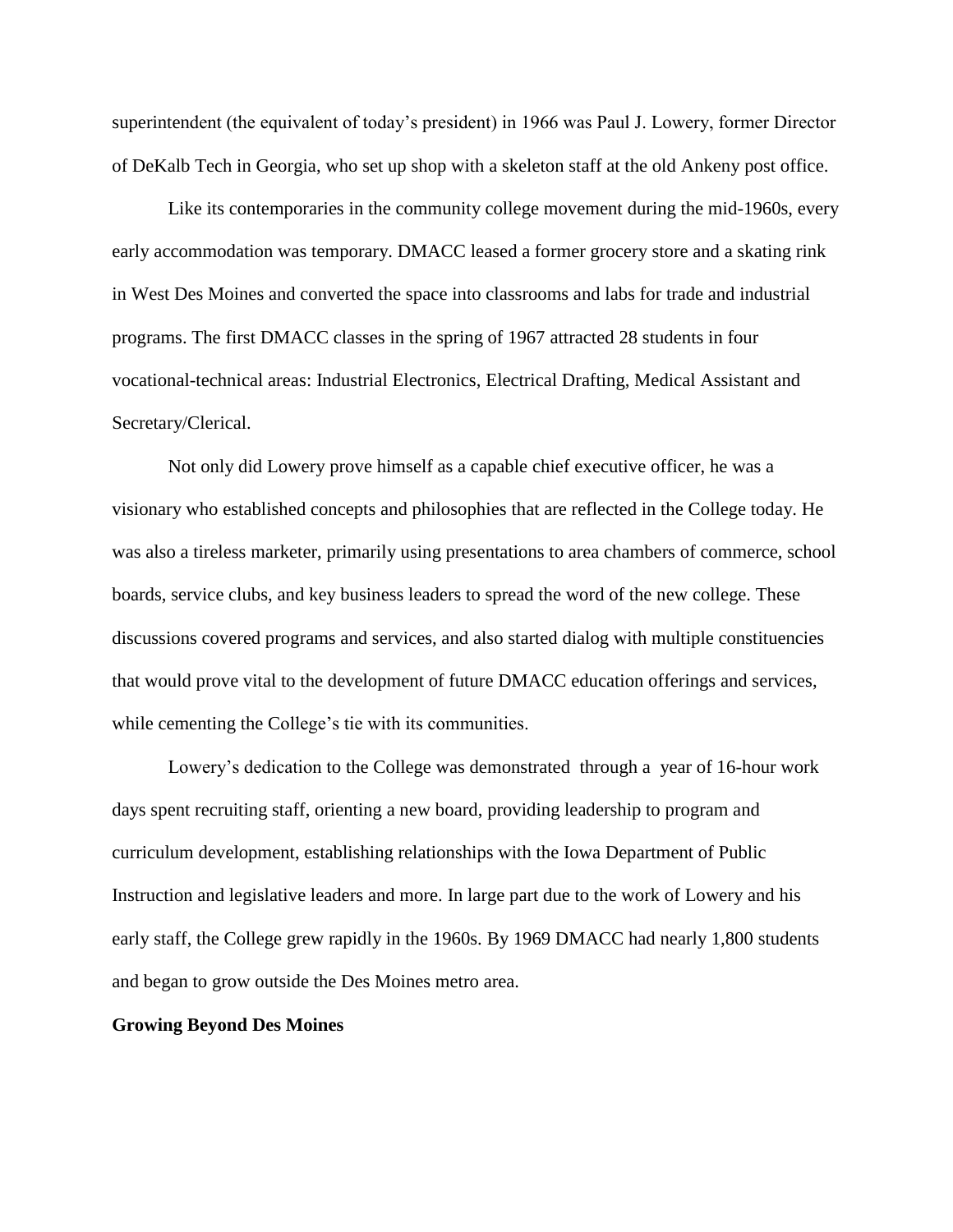superintendent (the equivalent of today's president) in 1966 was Paul J. Lowery, former Director of DeKalb Tech in Georgia, who set up shop with a skeleton staff at the old Ankeny post office.

Like its contemporaries in the community college movement during the mid-1960s, every early accommodation was temporary. DMACC leased a former grocery store and a skating rink in West Des Moines and converted the space into classrooms and labs for trade and industrial programs. The first DMACC classes in the spring of 1967 attracted 28 students in four vocational-technical areas: Industrial Electronics, Electrical Drafting, Medical Assistant and Secretary/Clerical.

Not only did Lowery prove himself as a capable chief executive officer, he was a visionary who established concepts and philosophies that are reflected in the College today. He was also a tireless marketer, primarily using presentations to area chambers of commerce, school boards, service clubs, and key business leaders to spread the word of the new college. These discussions covered programs and services, and also started dialog with multiple constituencies that would prove vital to the development of future DMACC education offerings and services, while cementing the College's tie with its communities.

Lowery's dedication to the College was demonstrated through a year of 16-hour work days spent recruiting staff, orienting a new board, providing leadership to program and curriculum development, establishing relationships with the Iowa Department of Public Instruction and legislative leaders and more. In large part due to the work of Lowery and his early staff, the College grew rapidly in the 1960s. By 1969 DMACC had nearly 1,800 students and began to grow outside the Des Moines metro area.

**Growing Beyond Des Moines**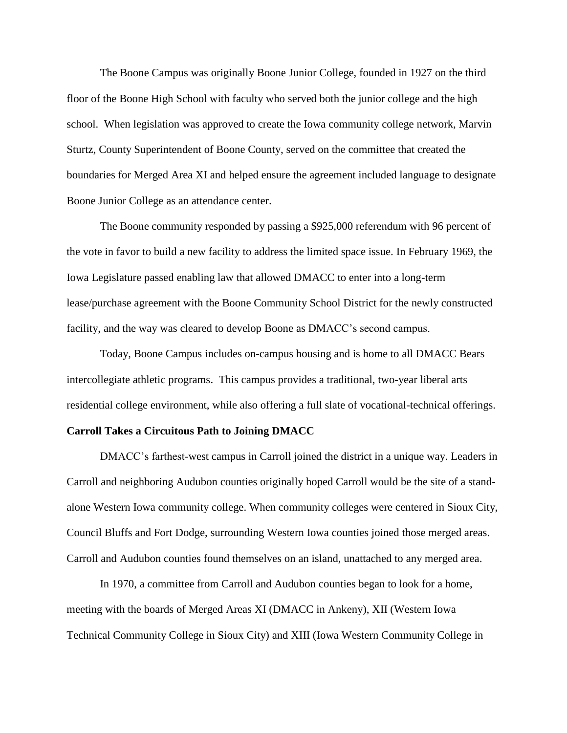The Boone Campus was originally Boone Junior College, founded in 1927 on the third floor of the Boone High School with faculty who served both the junior college and the high school. When legislation was approved to create the Iowa community college network, Marvin Sturtz, County Superintendent of Boone County, served on the committee that created the boundaries for Merged Area XI and helped ensure the agreement included language to designate Boone Junior College as an attendance center.

The Boone community responded by passing a $925,000 referendum with 96 percent of the vote in favor to build a new facility to address the limited space issue. In February 1969, the Iowa Legislature passed enabling law that allowed DMACC to enter into a long-term lease/purchase agreement with the Boone Community School District for the newly constructed facility, and the way was cleared to develop Boone as DMACC's second campus.

Today, Boone Campus includes on-campus housing and is home to all DMACC Bears intercollegiate athletic programs. This campus provides a traditional, two-year liberal arts residential college environment, while also offering a full slate of vocational-technical offerings.

**Carroll Takes a Circuitous Path to Joining DMACC**

DMACC's farthest-west campus in Carroll joined the district in a unique way. Leaders in Carroll and neighboring Audubon counties originally hoped Carroll would be the site of a stand-alone Western Iowa community college. When community colleges were centered in Sioux City, Council Bluffs and Fort Dodge, surrounding Western Iowa counties joined those merged areas. Carroll and Audubon counties found themselves on an island, unattached to any merged area.

In 1970, a committee from Carroll and Audubon counties began to look for a home, meeting with the boards of Merged Areas XI (DMACC in Ankeny), XII (Western Iowa Technical Community College in Sioux City) and XIII (Iowa Western Community College in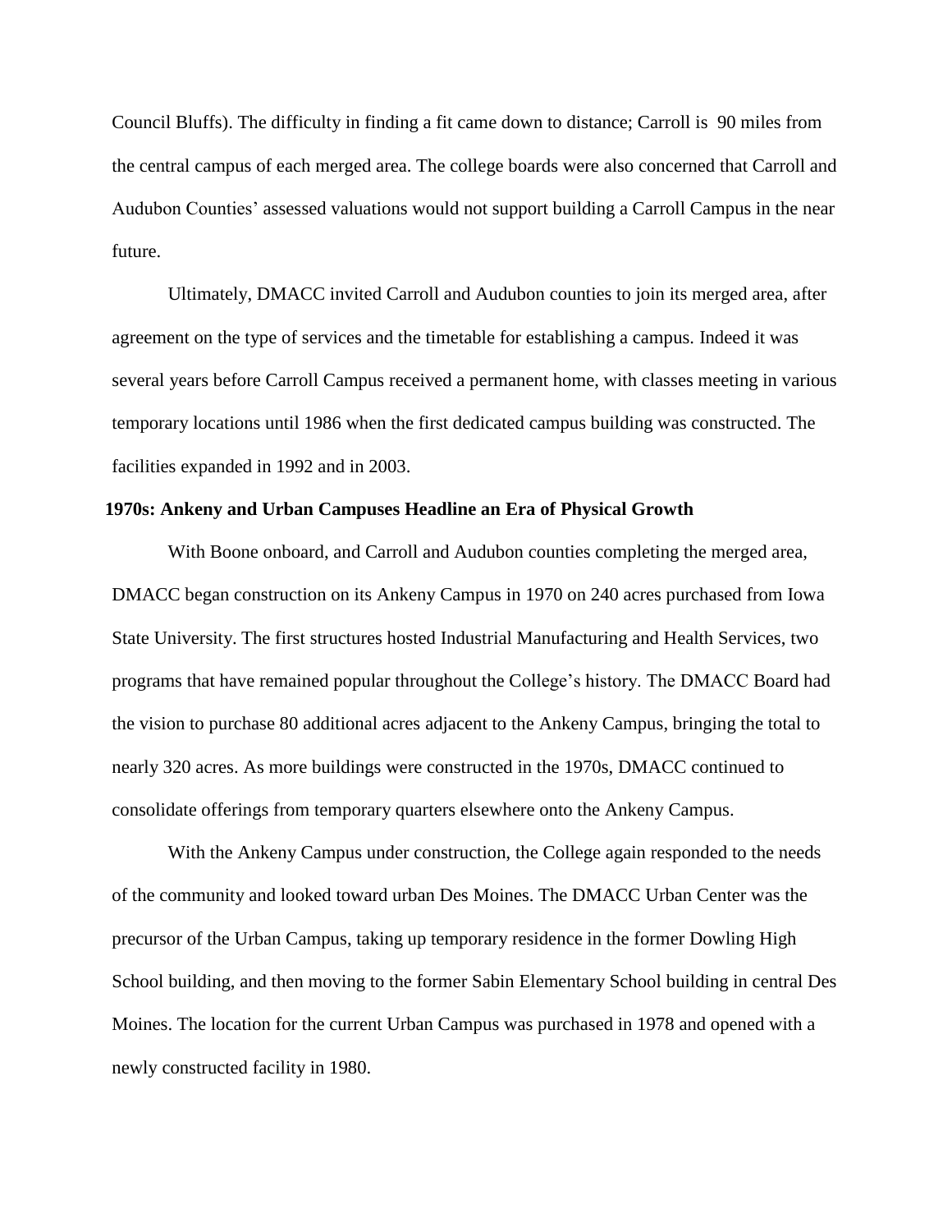Council Bluffs). The difficulty in finding a fit came down to distance; Carroll is 90 miles from the central campus of each merged area. The college boards were also concerned that Carroll and Audubon Counties' assessed valuations would not support building a Carroll Campus in the near future.

Ultimately, DMACC invited Carroll and Audubon counties to join its merged area, after agreement on the type of services and the timetable for establishing a campus. Indeed it was several years before Carroll Campus received a permanent home, with classes meeting in various temporary locations until 1986 when the first dedicated campus building was constructed. The facilities expanded in 1992 and in 2003.

**1970s: Ankeny and Urban Campuses Headline an Era of Physical Growth**

With Boone onboard, and Carroll and Audubon counties completing the merged area, DMACC began construction on its Ankeny Campus in 1970 on 240 acres purchased from Iowa State University. The first structures hosted Industrial Manufacturing and Health Services, two programs that have remained popular throughout the College's history. The DMACC Board had the vision to purchase 80 additional acres adjacent to the Ankeny Campus, bringing the total to nearly 320 acres. As more buildings were constructed in the 1970s, DMACC continued to consolidate offerings from temporary quarters elsewhere onto the Ankeny Campus.

With the Ankeny Campus under construction, the College again responded to the needs of the community and looked toward urban Des Moines. The DMACC Urban Center was the precursor of the Urban Campus, taking up temporary residence in the former Dowling High School building, and then moving to the former Sabin Elementary School building in central Des Moines. The location for the current Urban Campus was purchased in 1978 and opened with a newly constructed facility in 1980.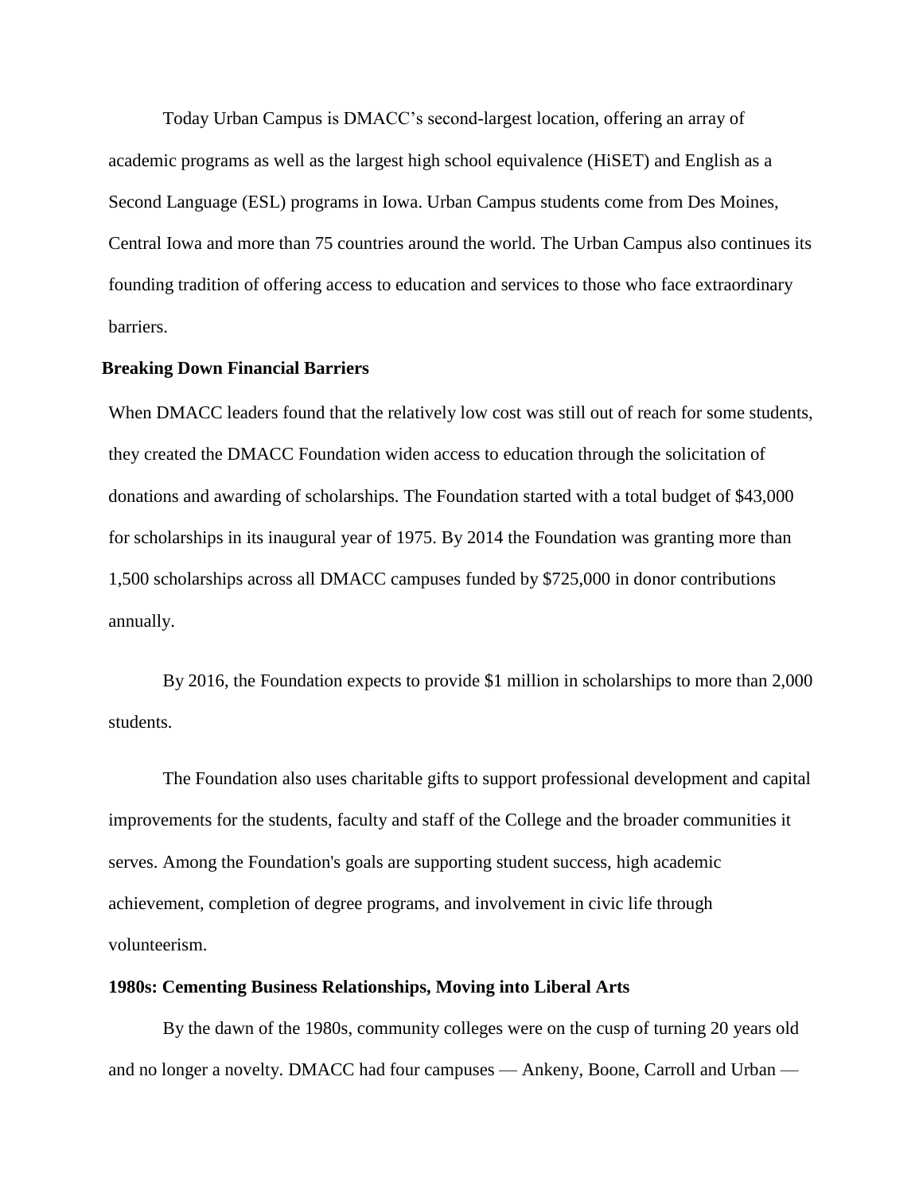Today Urban Campus is DMACC's second-largest location, offering an array of academic programs as well as the largest high school equivalence (HiSET) and English as a Second Language (ESL) programs in Iowa. Urban Campus students come from Des Moines, Central Iowa and more than 75 countries around the world. The Urban Campus also continues its founding tradition of offering access to education and services to those who face extraordinary barriers.

**Breaking Down Financial Barriers**

When DMACC leaders found that the relatively low cost was still out of reach for some students, they created the DMACC Foundation widen access to education through the solicitation of donations and awarding of scholarships. The Foundation started with a total budget of $43,000 for scholarships in its inaugural year of 1975. By 2014 the Foundation was granting more than 1,500 scholarships across all DMACC campuses funded by $725,000 in donor contributions annually.

By 2016, the Foundation expects to provide $1 million in scholarships to more than 2,000 students.

The Foundation also uses charitable gifts to support professional development and capital improvements for the students, faculty and staff of the College and the broader communities it serves. Among the Foundation's goals are supporting student success, high academic achievement, completion of degree programs, and involvement in civic life through volunteerism.

**1980s: Cementing Business Relationships, Moving into Liberal Arts**

By the dawn of the 1980s, community colleges were on the cusp of turning 20 years old and no longer a novelty. DMACC had four campuses — Ankeny, Boone, Carroll and Urban —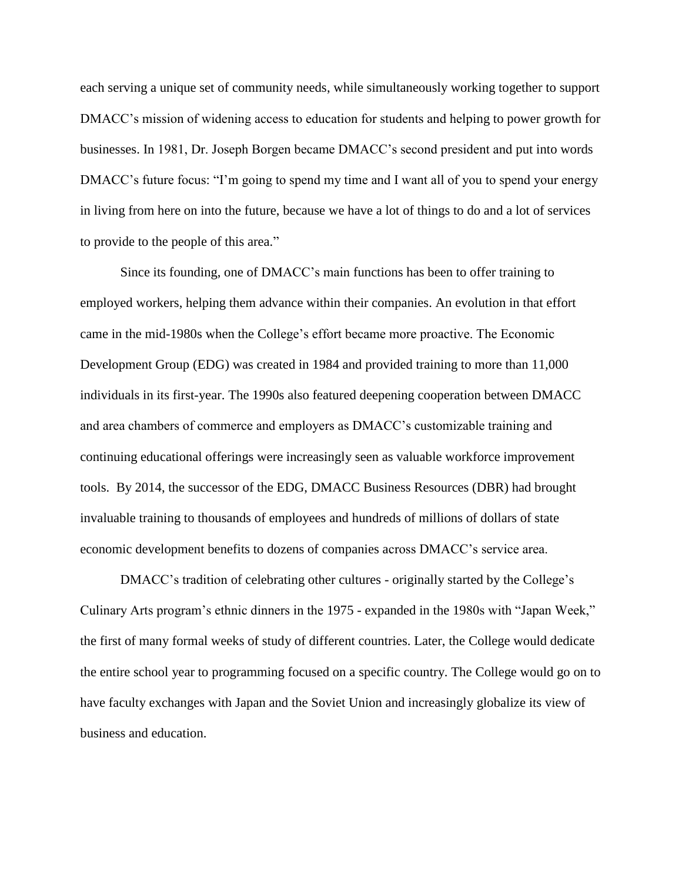each serving a unique set of community needs, while simultaneously working together to support DMACC's mission of widening access to education for students and helping to power growth for businesses. In 1981, Dr. Joseph Borgen became DMACC's second president and put into words DMACC's future focus: "I'm going to spend my time and I want all of you to spend your energy in living from here on into the future, because we have a lot of things to do and a lot of services to provide to the people of this area."

Since its founding, one of DMACC's main functions has been to offer training to employed workers, helping them advance within their companies. An evolution in that effort came in the mid-1980s when the College's effort became more proactive. The Economic Development Group (EDG) was created in 1984 and provided training to more than 11,000 individuals in its first-year. The 1990s also featured deepening cooperation between DMACC and area chambers of commerce and employers as DMACC's customizable training and continuing educational offerings were increasingly seen as valuable workforce improvement tools. By 2014, the successor of the EDG, DMACC Business Resources (DBR) had brought invaluable training to thousands of employees and hundreds of millions of dollars of state economic development benefits to dozens of companies across DMACC's service area.

DMACC's tradition of celebrating other cultures - originally started by the College's Culinary Arts program's ethnic dinners in the 1975 - expanded in the 1980s with "Japan Week," the first of many formal weeks of study of different countries. Later, the College would dedicate the entire school year to programming focused on a specific country. The College would go on to have faculty exchanges with Japan and the Soviet Union and increasingly globalize its view of business and education.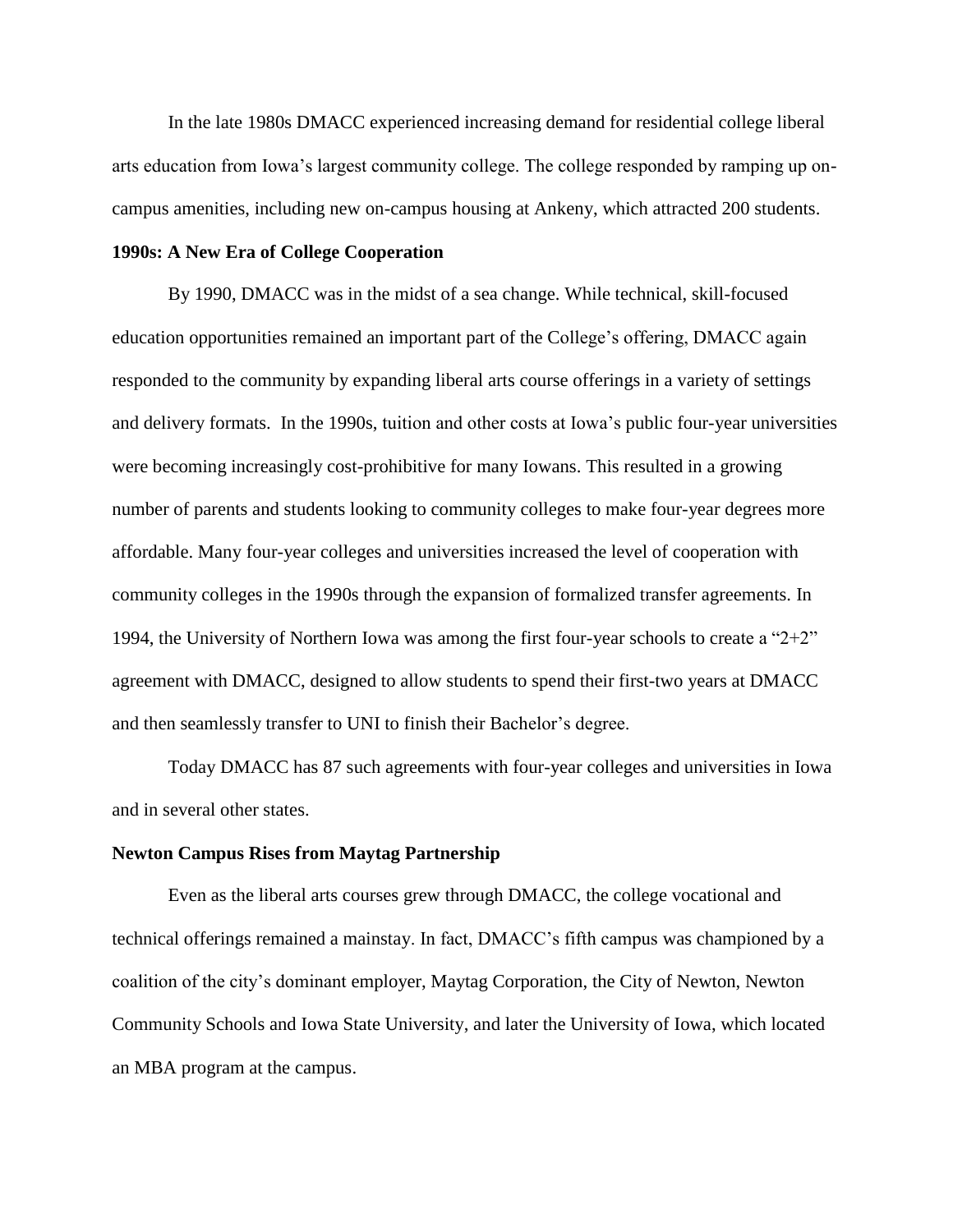In the late 1980s DMACC experienced increasing demand for residential college liberal arts education from Iowa's largest community college. The college responded by ramping up on-campus amenities, including new on-campus housing at Ankeny, which attracted 200 students.

**1990s: A New Era of College Cooperation**

By 1990, DMACC was in the midst of a sea change. While technical, skill-focused education opportunities remained an important part of the College's offering, DMACC again responded to the community by expanding liberal arts course offerings in a variety of settings and delivery formats. In the 1990s, tuition and other costs at Iowa's public four-year universities were becoming increasingly cost-prohibitive for many Iowans. This resulted in a growing number of parents and students looking to community colleges to make four-year degrees more affordable. Many four-year colleges and universities increased the level of cooperation with community colleges in the 1990s through the expansion of formalized transfer agreements. In 1994, the University of Northern Iowa was among the first four-year schools to create a "2+2" agreement with DMACC, designed to allow students to spend their first-two years at DMACC and then seamlessly transfer to UNI to finish their Bachelor's degree.

Today DMACC has 87 such agreements with four-year colleges and universities in Iowa and in several other states.

**Newton Campus Rises from Maytag Partnership**

Even as the liberal arts courses grew through DMACC, the college vocational and technical offerings remained a mainstay. In fact, DMACC's fifth campus was championed by a coalition of the city's dominant employer, Maytag Corporation, the City of Newton, Newton Community Schools and Iowa State University, and later the University of Iowa, which located an MBA program at the campus.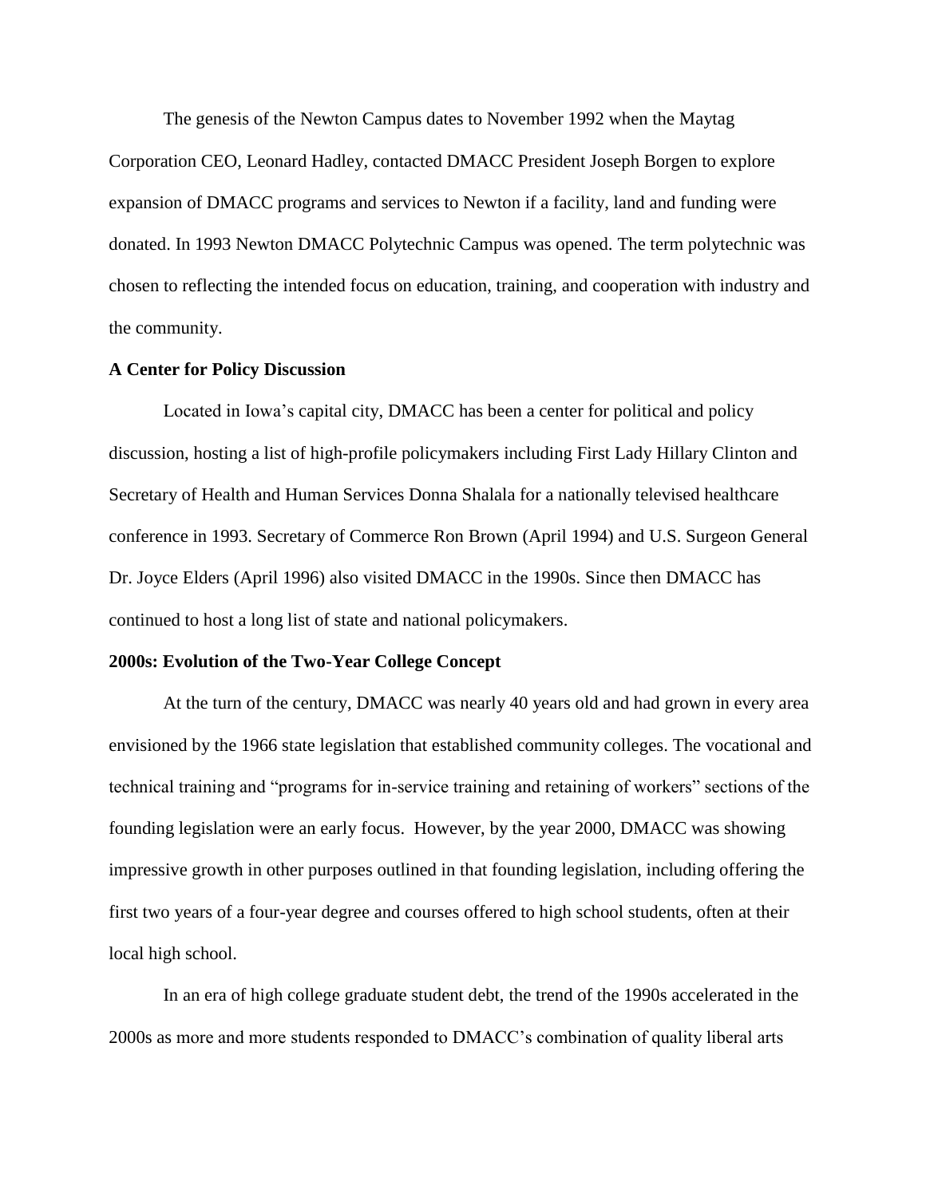The genesis of the Newton Campus dates to November 1992 when the Maytag Corporation CEO, Leonard Hadley, contacted DMACC President Joseph Borgen to explore expansion of DMACC programs and services to Newton if a facility, land and funding were donated. In 1993 Newton DMACC Polytechnic Campus was opened. The term polytechnic was chosen to reflecting the intended focus on education, training, and cooperation with industry and the community.

**A Center for Policy Discussion**

Located in Iowa's capital city, DMACC has been a center for political and policy discussion, hosting a list of high-profile policymakers including First Lady Hillary Clinton and Secretary of Health and Human Services Donna Shalala for a nationally televised healthcare conference in 1993. Secretary of Commerce Ron Brown (April 1994) and U.S. Surgeon General Dr. Joyce Elders (April 1996) also visited DMACC in the 1990s. Since then DMACC has continued to host a long list of state and national policymakers.

**2000s: Evolution of the Two-Year College Concept**

At the turn of the century, DMACC was nearly 40 years old and had grown in every area envisioned by the 1966 state legislation that established community colleges. The vocational and technical training and "programs for in-service training and retaining of workers" sections of the founding legislation were an early focus. However, by the year 2000, DMACC was showing impressive growth in other purposes outlined in that founding legislation, including offering the first two years of a four-year degree and courses offered to high school students, often at their local high school.

In an era of high college graduate student debt, the trend of the 1990s accelerated in the 2000s as more and more students responded to DMACC's combination of quality liberal arts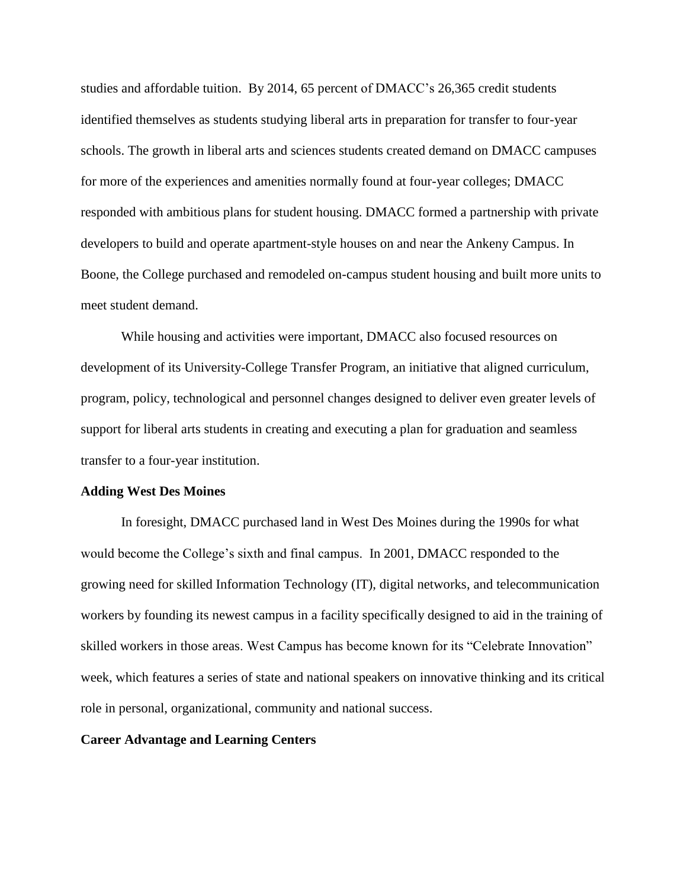studies and affordable tuition. By 2014, 65 percent of DMACC's 26,365 credit students identified themselves as students studying liberal arts in preparation for transfer to four-year schools. The growth in liberal arts and sciences students created demand on DMACC campuses for more of the experiences and amenities normally found at four-year colleges; DMACC responded with ambitious plans for student housing. DMACC formed a partnership with private developers to build and operate apartment-style houses on and near the Ankeny Campus. In Boone, the College purchased and remodeled on-campus student housing and built more units to meet student demand.

While housing and activities were important, DMACC also focused resources on development of its University-College Transfer Program, an initiative that aligned curriculum, program, policy, technological and personnel changes designed to deliver even greater levels of support for liberal arts students in creating and executing a plan for graduation and seamless transfer to a four-year institution.

**Adding West Des Moines**

In foresight, DMACC purchased land in West Des Moines during the 1990s for what would become the College's sixth and final campus. In 2001, DMACC responded to the growing need for skilled Information Technology (IT), digital networks, and telecommunication workers by founding its newest campus in a facility specifically designed to aid in the training of skilled workers in those areas. West Campus has become known for its "Celebrate Innovation" week, which features a series of state and national speakers on innovative thinking and its critical role in personal, organizational, community and national success.

**Career Advantage and Learning Centers**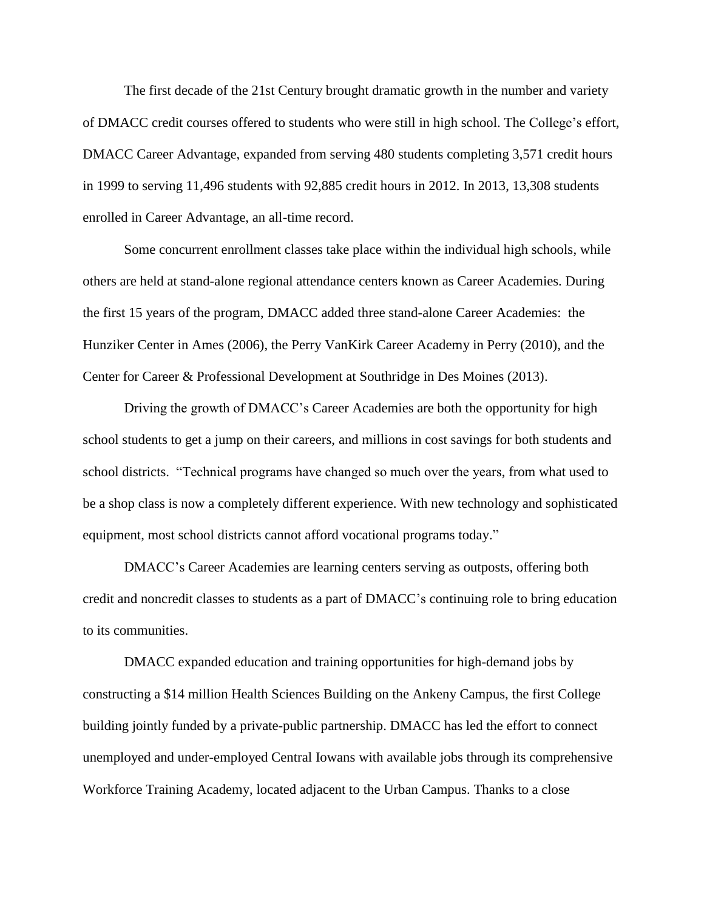The first decade of the 21st Century brought dramatic growth in the number and variety of DMACC credit courses offered to students who were still in high school. The College's effort, DMACC Career Advantage, expanded from serving 480 students completing 3,571 credit hours in 1999 to serving 11,496 students with 92,885 credit hours in 2012. In 2013, 13,308 students enrolled in Career Advantage, an all-time record.

Some concurrent enrollment classes take place within the individual high schools, while others are held at stand-alone regional attendance centers known as Career Academies. During the first 15 years of the program, DMACC added three stand-alone Career Academies: the Hunziker Center in Ames (2006), the Perry VanKirk Career Academy in Perry (2010), and the Center for Career & Professional Development at Southridge in Des Moines (2013).

Driving the growth of DMACC's Career Academies are both the opportunity for high school students to get a jump on their careers, and millions in cost savings for both students and school districts. "Technical programs have changed so much over the years, from what used to be a shop class is now a completely different experience. With new technology and sophisticated equipment, most school districts cannot afford vocational programs today."

DMACC's Career Academies are learning centers serving as outposts, offering both credit and noncredit classes to students as a part of DMACC's continuing role to bring education to its communities.

DMACC expanded education and training opportunities for high-demand jobs by constructing a $14 million Health Sciences Building on the Ankeny Campus, the first College building jointly funded by a private-public partnership. DMACC has led the effort to connect unemployed and under-employed Central Iowans with available jobs through its comprehensive Workforce Training Academy, located adjacent to the Urban Campus. Thanks to a close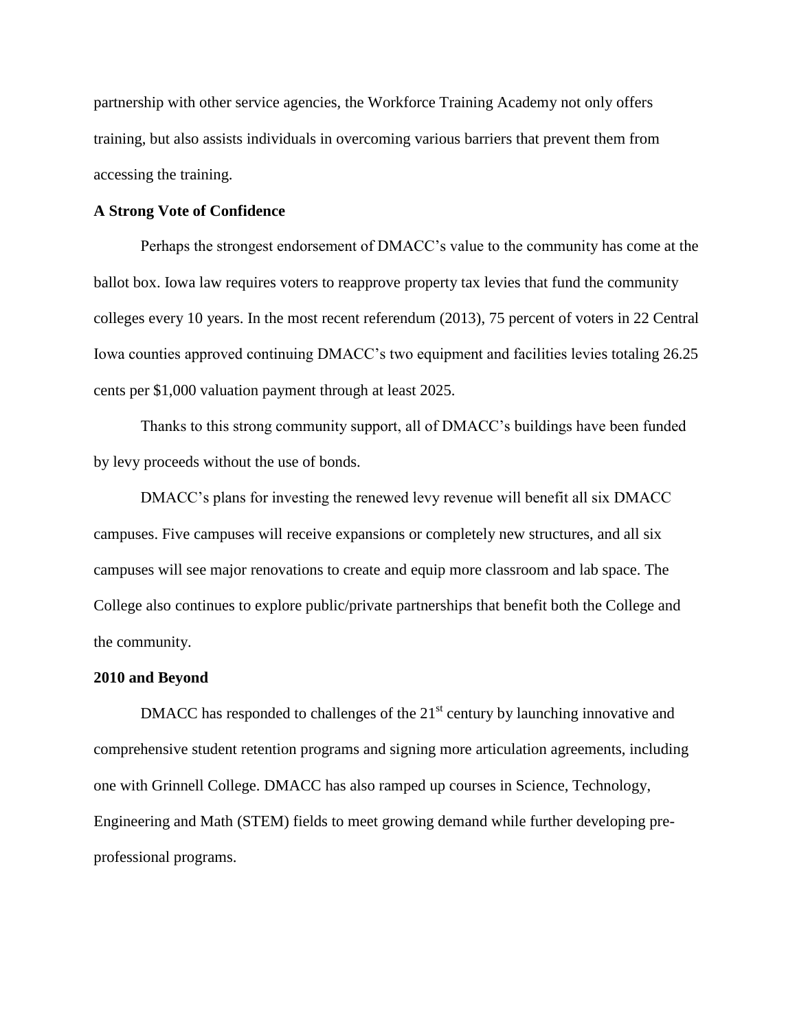partnership with other service agencies, the Workforce Training Academy not only offers training, but also assists individuals in overcoming various barriers that prevent them from accessing the training.

**A Strong Vote of Confidence**

Perhaps the strongest endorsement of DMACC's value to the community has come at the ballot box. Iowa law requires voters to reapprove property tax levies that fund the community colleges every 10 years. In the most recent referendum (2013), 75 percent of voters in 22 Central Iowa counties approved continuing DMACC's two equipment and facilities levies totaling 26.25 cents per $1,000 valuation payment through at least 2025.

Thanks to this strong community support, all of DMACC's buildings have been funded by levy proceeds without the use of bonds.

DMACC's plans for investing the renewed levy revenue will benefit all six DMACC campuses. Five campuses will receive expansions or completely new structures, and all six campuses will see major renovations to create and equip more classroom and lab space. The College also continues to explore public/private partnerships that benefit both the College and the community.

**2010 and Beyond**

DMACC has responded to challenges of the 21st century by launching innovative and comprehensive student retention programs and signing more articulation agreements, including one with Grinnell College. DMACC has also ramped up courses in Science, Technology, Engineering and Math (STEM) fields to meet growing demand while further developing pre-professional programs.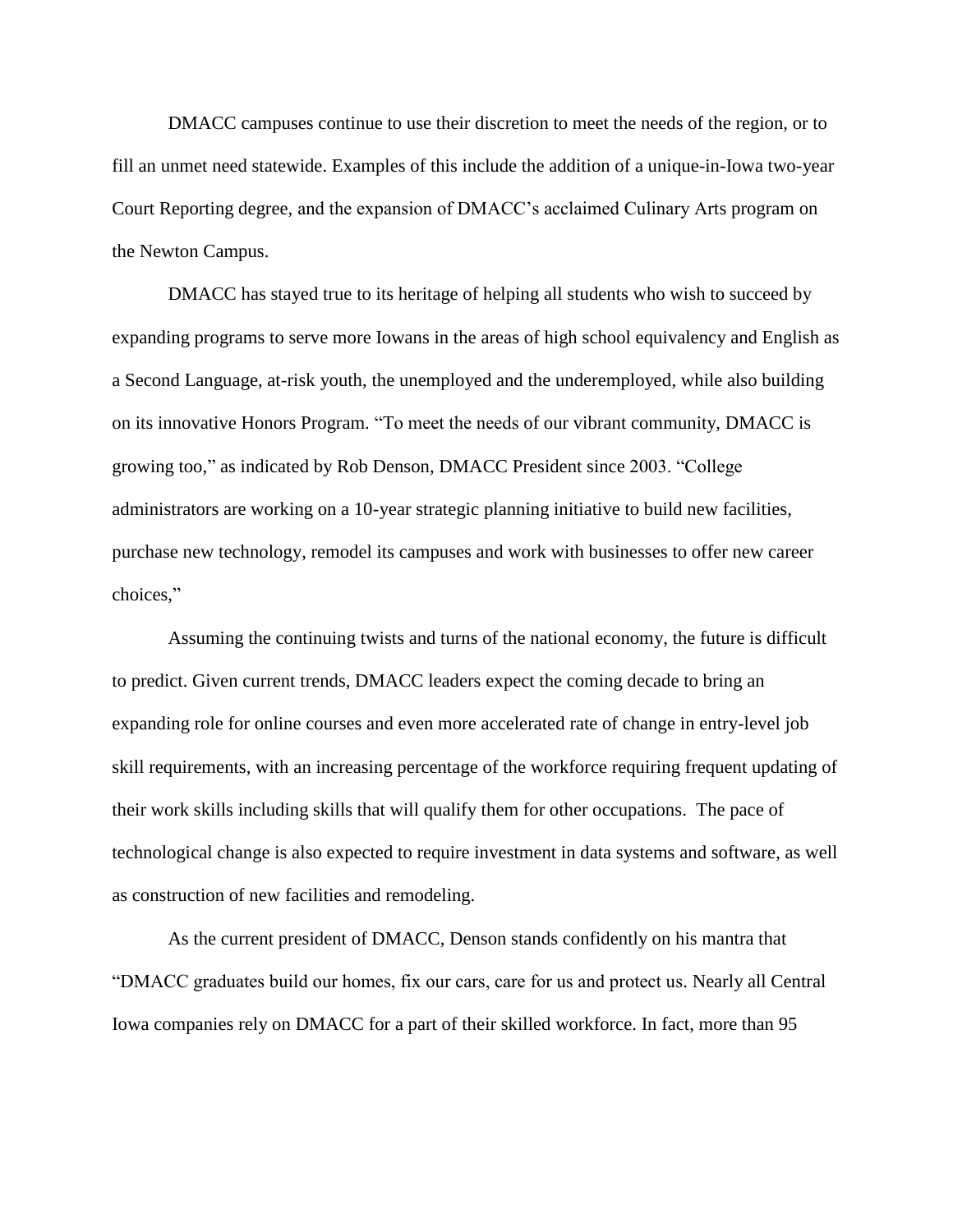DMACC campuses continue to use their discretion to meet the needs of the region, or to fill an unmet need statewide. Examples of this include the addition of a unique-in-Iowa two-year Court Reporting degree, and the expansion of DMACC's acclaimed Culinary Arts program on the Newton Campus.

DMACC has stayed true to its heritage of helping all students who wish to succeed by expanding programs to serve more Iowans in the areas of high school equivalency and English as a Second Language, at-risk youth, the unemployed and the underemployed, while also building on its innovative Honors Program. "To meet the needs of our vibrant community, DMACC is growing too," as indicated by Rob Denson, DMACC President since 2003. "College administrators are working on a 10-year strategic planning initiative to build new facilities, purchase new technology, remodel its campuses and work with businesses to offer new career choices,"

Assuming the continuing twists and turns of the national economy, the future is difficult to predict. Given current trends, DMACC leaders expect the coming decade to bring an expanding role for online courses and even more accelerated rate of change in entry-level job skill requirements, with an increasing percentage of the workforce requiring frequent updating of their work skills including skills that will qualify them for other occupations. The pace of technological change is also expected to require investment in data systems and software, as well as construction of new facilities and remodeling.

As the current president of DMACC, Denson stands confidently on his mantra that "DMACC graduates build our homes, fix our cars, care for us and protect us. Nearly all Central Iowa companies rely on DMACC for a part of their skilled workforce. In fact, more than 95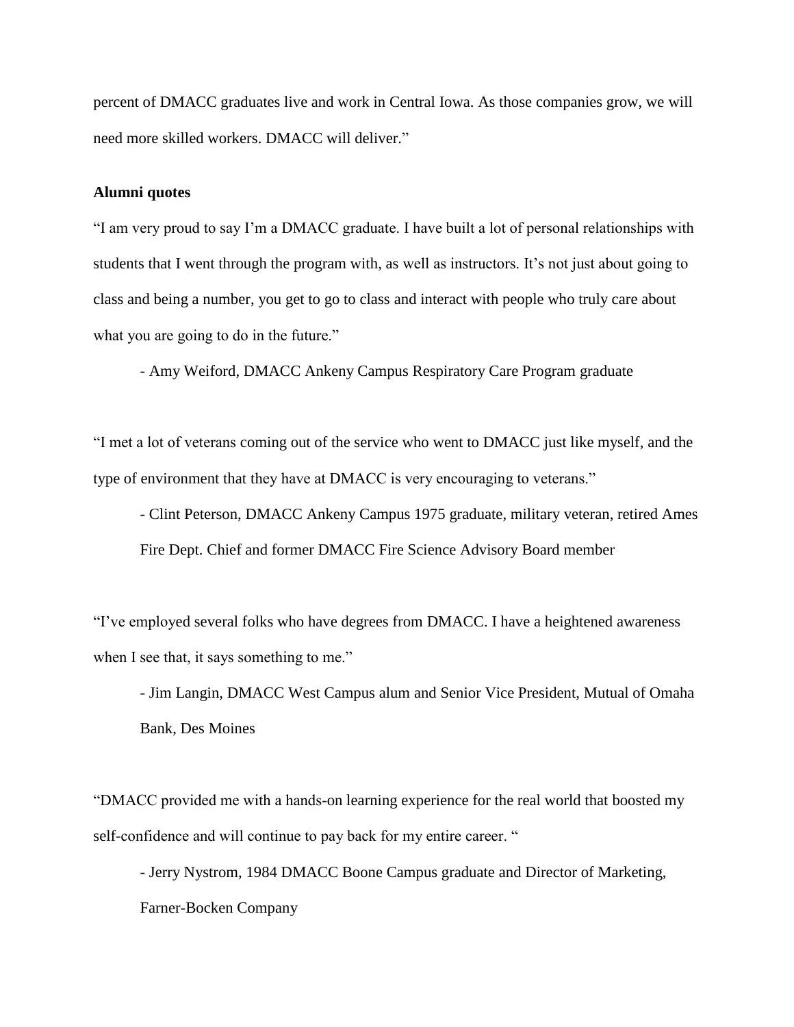percent of DMACC graduates live and work in Central Iowa. As those companies grow, we will need more skilled workers. DMACC will deliver."

**Alumni quotes**

"I am very proud to say I'm a DMACC graduate. I have built a lot of personal relationships with students that I went through the program with, as well as instructors. It's not just about going to class and being a number, you get to go to class and interact with people who truly care about what you are going to do in the future."

- Amy Weiford, DMACC Ankeny Campus Respiratory Care Program graduate

"I met a lot of veterans coming out of the service who went to DMACC just like myself, and the type of environment that they have at DMACC is very encouraging to veterans."

- Clint Peterson, DMACC Ankeny Campus 1975 graduate, military veteran, retired Ames Fire Dept. Chief and former DMACC Fire Science Advisory Board member

"I've employed several folks who have degrees from DMACC. I have a heightened awareness when I see that, it says something to me."

- Jim Langin, DMACC West Campus alum and Senior Vice President, Mutual of Omaha Bank, Des Moines

"DMACC provided me with a hands-on learning experience for the real world that boosted my self-confidence and will continue to pay back for my entire career. "

- Jerry Nystrom, 1984 DMACC Boone Campus graduate and Director of Marketing, Farner-Bocken Company